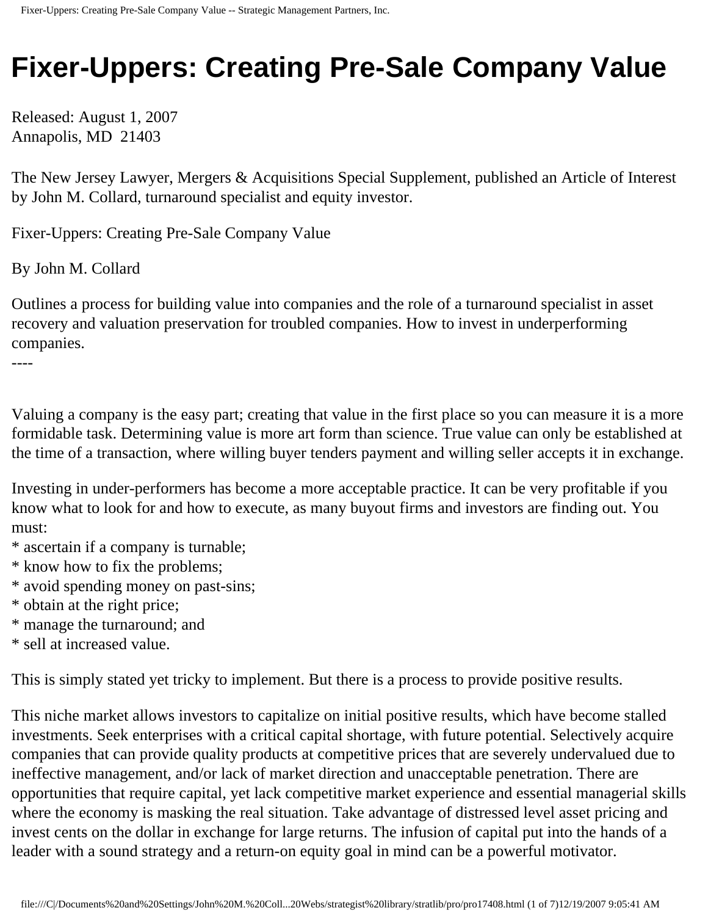# Fixer-Uppers: Creating Pre-Sale Company Value

Released: August 1, 2007
Annapolis, MD 21403

The New Jersey Lawyer, Mergers & Acquisitions Special Supplement, published an Article of Interest by John M. Collard, turnaround specialist and equity investor.

Fixer-Uppers: Creating Pre-Sale Company Value

By John M. Collard

Outlines a process for building value into companies and the role of a turnaround specialist in asset recovery and valuation preservation for troubled companies. How to invest in underperforming companies.

----

Valuing a company is the easy part; creating that value in the first place so you can measure it is a more formidable task. Determining value is more art form than science. True value can only be established at the time of a transaction, where willing buyer tenders payment and willing seller accepts it in exchange.

Investing in under-performers has become a more acceptable practice. It can be very profitable if you know what to look for and how to execute, as many buyout firms and investors are finding out. You must:

* ascertain if a company is turnable;
* know how to fix the problems;
* avoid spending money on past-sins;
* obtain at the right price;
* manage the turnaround; and
* sell at increased value.

This is simply stated yet tricky to implement. But there is a process to provide positive results.

This niche market allows investors to capitalize on initial positive results, which have become stalled investments. Seek enterprises with a critical capital shortage, with future potential. Selectively acquire companies that can provide quality products at competitive prices that are severely undervalued due to ineffective management, and/or lack of market direction and unacceptable penetration. There are opportunities that require capital, yet lack competitive market experience and essential managerial skills where the economy is masking the real situation. Take advantage of distressed level asset pricing and invest cents on the dollar in exchange for large returns. The infusion of capital put into the hands of a leader with a sound strategy and a return-on equity goal in mind can be a powerful motivator.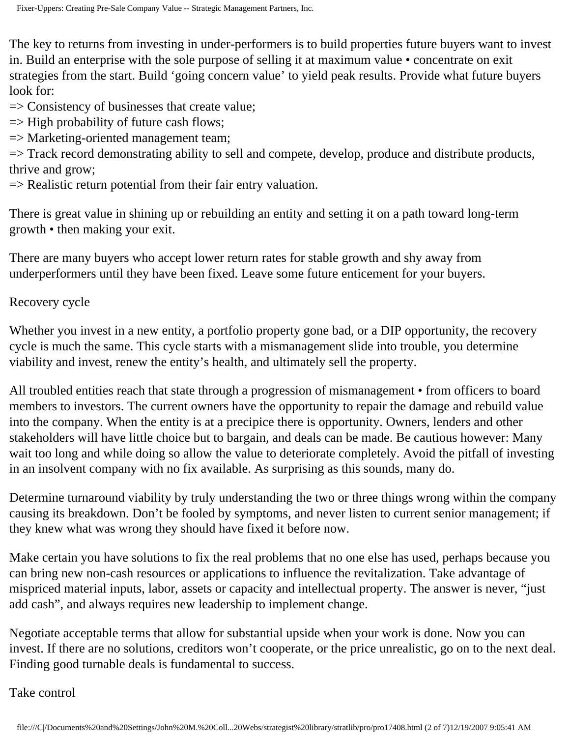The key to returns from investing in under-performers is to build properties future buyers want to invest in. Build an enterprise with the sole purpose of selling it at maximum value • concentrate on exit strategies from the start. Build 'going concern value' to yield peak results. Provide what future buyers look for:

=> Consistency of businesses that create value;
=> High probability of future cash flows;
=> Marketing-oriented management team;
=> Track record demonstrating ability to sell and compete, develop, produce and distribute products, thrive and grow;
=> Realistic return potential from their fair entry valuation.

There is great value in shining up or rebuilding an entity and setting it on a path toward long-term growth • then making your exit.

There are many buyers who accept lower return rates for stable growth and shy away from underperformers until they have been fixed. Leave some future enticement for your buyers.

## Recovery cycle

Whether you invest in a new entity, a portfolio property gone bad, or a DIP opportunity, the recovery cycle is much the same. This cycle starts with a mismanagement slide into trouble, you determine viability and invest, renew the entity's health, and ultimately sell the property.

All troubled entities reach that state through a progression of mismanagement • from officers to board members to investors. The current owners have the opportunity to repair the damage and rebuild value into the company. When the entity is at a precipice there is opportunity. Owners, lenders and other stakeholders will have little choice but to bargain, and deals can be made. Be cautious however: Many wait too long and while doing so allow the value to deteriorate completely. Avoid the pitfall of investing in an insolvent company with no fix available. As surprising as this sounds, many do.

Determine turnaround viability by truly understanding the two or three things wrong within the company causing its breakdown. Don't be fooled by symptoms, and never listen to current senior management; if they knew what was wrong they should have fixed it before now.

Make certain you have solutions to fix the real problems that no one else has used, perhaps because you can bring new non-cash resources or applications to influence the revitalization. Take advantage of mispriced material inputs, labor, assets or capacity and intellectual property. The answer is never, "just add cash", and always requires new leadership to implement change.

Negotiate acceptable terms that allow for substantial upside when your work is done. Now you can invest. If there are no solutions, creditors won't cooperate, or the price unrealistic, go on to the next deal. Finding good turnable deals is fundamental to success.

## Take control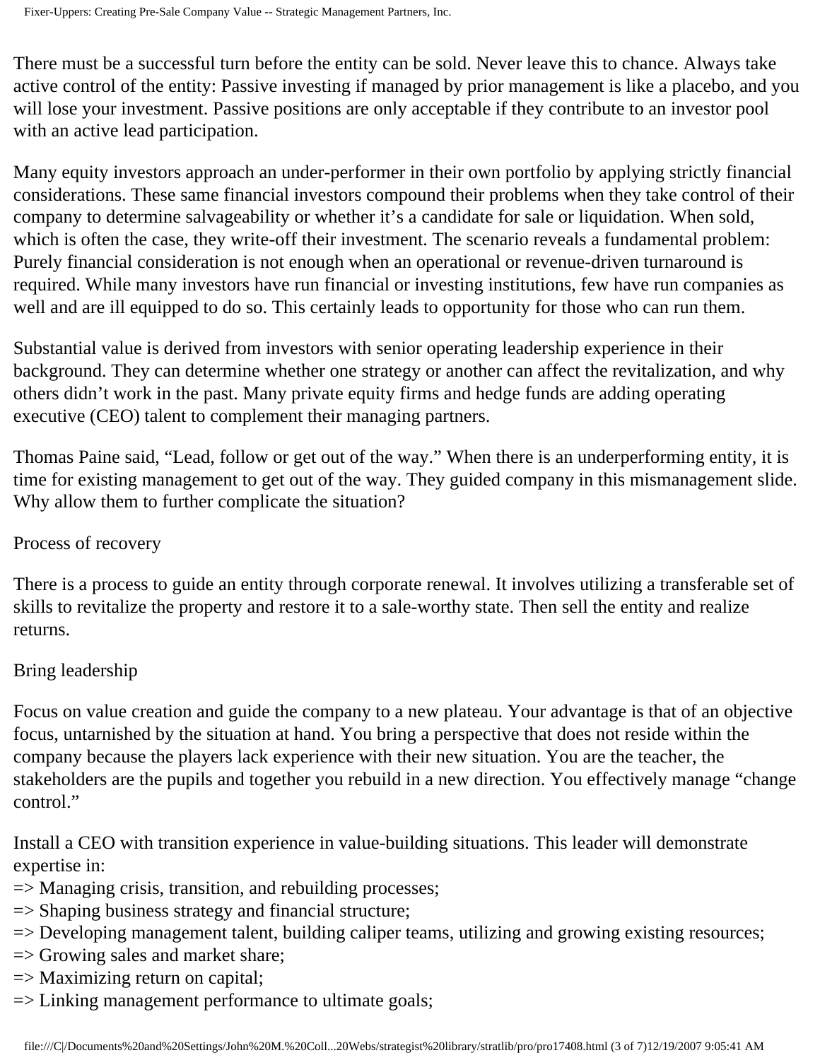There must be a successful turn before the entity can be sold. Never leave this to chance. Always take active control of the entity: Passive investing if managed by prior management is like a placebo, and you will lose your investment. Passive positions are only acceptable if they contribute to an investor pool with an active lead participation.

Many equity investors approach an under-performer in their own portfolio by applying strictly financial considerations. These same financial investors compound their problems when they take control of their company to determine salvageability or whether it's a candidate for sale or liquidation. When sold, which is often the case, they write-off their investment. The scenario reveals a fundamental problem: Purely financial consideration is not enough when an operational or revenue-driven turnaround is required. While many investors have run financial or investing institutions, few have run companies as well and are ill equipped to do so. This certainly leads to opportunity for those who can run them.

Substantial value is derived from investors with senior operating leadership experience in their background. They can determine whether one strategy or another can affect the revitalization, and why others didn't work in the past. Many private equity firms and hedge funds are adding operating executive (CEO) talent to complement their managing partners.

Thomas Paine said, "Lead, follow or get out of the way." When there is an underperforming entity, it is time for existing management to get out of the way. They guided company in this mismanagement slide. Why allow them to further complicate the situation?

## Process of recovery

There is a process to guide an entity through corporate renewal. It involves utilizing a transferable set of skills to revitalize the property and restore it to a sale-worthy state. Then sell the entity and realize returns.

### Bring leadership

Focus on value creation and guide the company to a new plateau. Your advantage is that of an objective focus, untarnished by the situation at hand. You bring a perspective that does not reside within the company because the players lack experience with their new situation. You are the teacher, the stakeholders are the pupils and together you rebuild in a new direction. You effectively manage "change control."

Install a CEO with transition experience in value-building situations. This leader will demonstrate expertise in:

=> Managing crisis, transition, and rebuilding processes;
=> Shaping business strategy and financial structure;
=> Developing management talent, building caliper teams, utilizing and growing existing resources;
=> Growing sales and market share;
=> Maximizing return on capital;
=> Linking management performance to ultimate goals;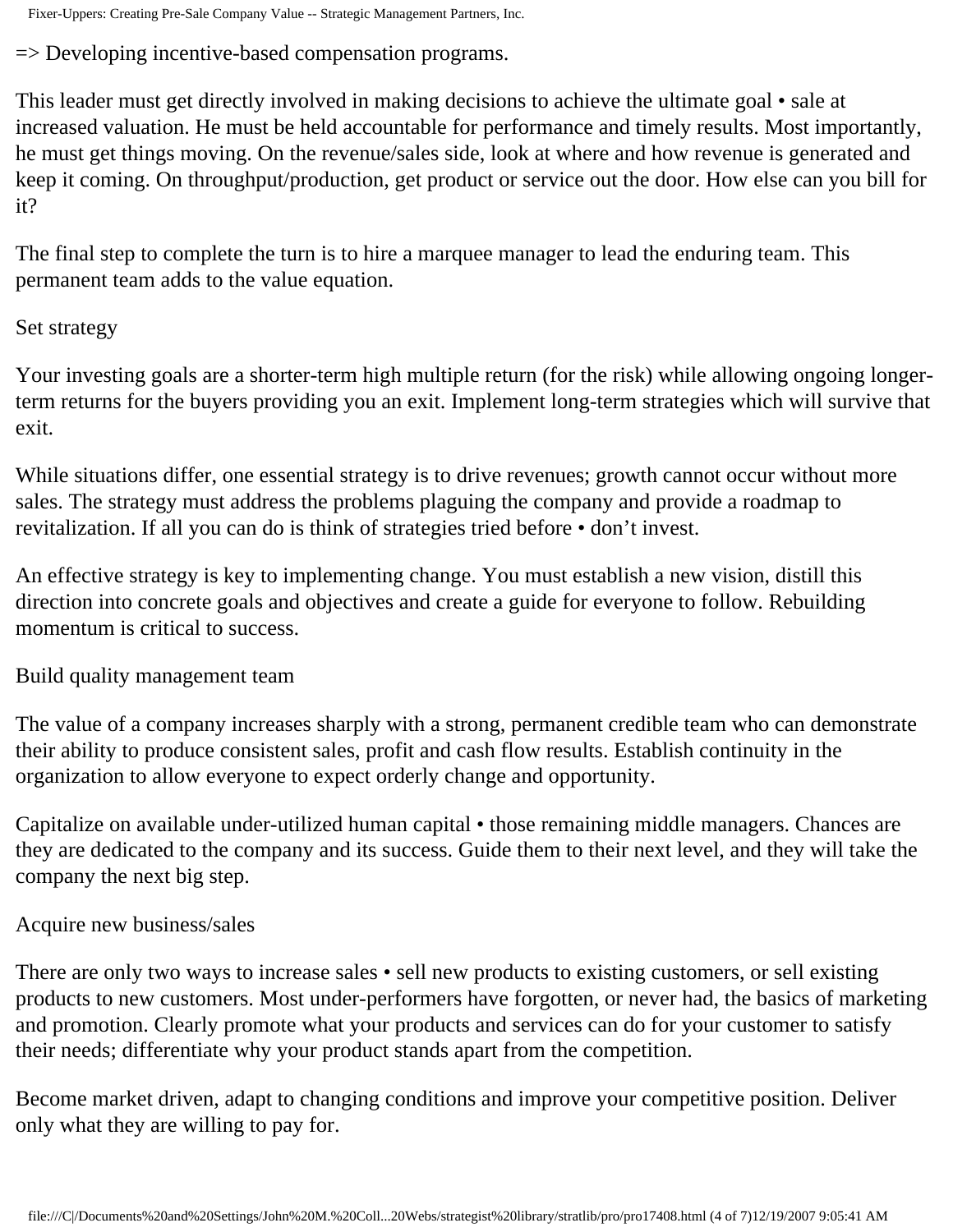=> Developing incentive-based compensation programs.

This leader must get directly involved in making decisions to achieve the ultimate goal • sale at increased valuation. He must be held accountable for performance and timely results. Most importantly, he must get things moving. On the revenue/sales side, look at where and how revenue is generated and keep it coming. On throughput/production, get product or service out the door. How else can you bill for it?

The final step to complete the turn is to hire a marquee manager to lead the enduring team. This permanent team adds to the value equation.

## Set strategy

Your investing goals are a shorter-term high multiple return (for the risk) while allowing ongoing longer-term returns for the buyers providing you an exit. Implement long-term strategies which will survive that exit.

While situations differ, one essential strategy is to drive revenues; growth cannot occur without more sales. The strategy must address the problems plaguing the company and provide a roadmap to revitalization. If all you can do is think of strategies tried before • don't invest.

An effective strategy is key to implementing change. You must establish a new vision, distill this direction into concrete goals and objectives and create a guide for everyone to follow. Rebuilding momentum is critical to success.

## Build quality management team

The value of a company increases sharply with a strong, permanent credible team who can demonstrate their ability to produce consistent sales, profit and cash flow results. Establish continuity in the organization to allow everyone to expect orderly change and opportunity.

Capitalize on available under-utilized human capital • those remaining middle managers. Chances are they are dedicated to the company and its success. Guide them to their next level, and they will take the company the next big step.

## Acquire new business/sales

There are only two ways to increase sales • sell new products to existing customers, or sell existing products to new customers. Most under-performers have forgotten, or never had, the basics of marketing and promotion. Clearly promote what your products and services can do for your customer to satisfy their needs; differentiate why your product stands apart from the competition.

Become market driven, adapt to changing conditions and improve your competitive position. Deliver only what they are willing to pay for.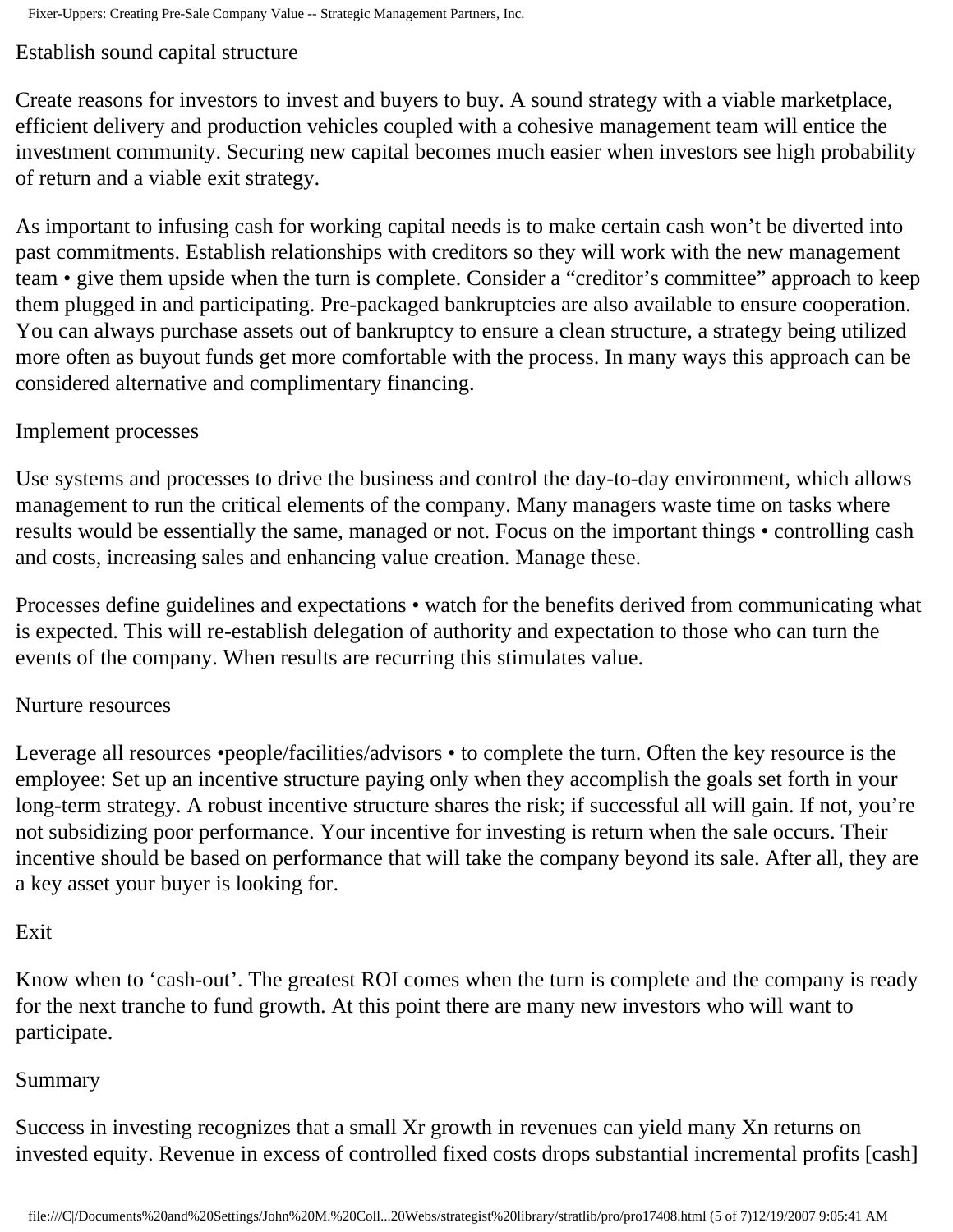## Establish sound capital structure

Create reasons for investors to invest and buyers to buy. A sound strategy with a viable marketplace, efficient delivery and production vehicles coupled with a cohesive management team will entice the investment community. Securing new capital becomes much easier when investors see high probability of return and a viable exit strategy.

As important to infusing cash for working capital needs is to make certain cash won't be diverted into past commitments. Establish relationships with creditors so they will work with the new management team • give them upside when the turn is complete. Consider a "creditor's committee" approach to keep them plugged in and participating. Pre-packaged bankruptcies are also available to ensure cooperation. You can always purchase assets out of bankruptcy to ensure a clean structure, a strategy being utilized more often as buyout funds get more comfortable with the process. In many ways this approach can be considered alternative and complimentary financing.

## Implement processes

Use systems and processes to drive the business and control the day-to-day environment, which allows management to run the critical elements of the company. Many managers waste time on tasks where results would be essentially the same, managed or not. Focus on the important things • controlling cash and costs, increasing sales and enhancing value creation. Manage these.

Processes define guidelines and expectations • watch for the benefits derived from communicating what is expected. This will re-establish delegation of authority and expectation to those who can turn the events of the company. When results are recurring this stimulates value.

## Nurture resources

Leverage all resources •people/facilities/advisors • to complete the turn. Often the key resource is the employee: Set up an incentive structure paying only when they accomplish the goals set forth in your long-term strategy. A robust incentive structure shares the risk; if successful all will gain. If not, you're not subsidizing poor performance. Your incentive for investing is return when the sale occurs. Their incentive should be based on performance that will take the company beyond its sale. After all, they are a key asset your buyer is looking for.

## Exit

Know when to 'cash-out'. The greatest ROI comes when the turn is complete and the company is ready for the next tranche to fund growth. At this point there are many new investors who will want to participate.

## Summary

Success in investing recognizes that a small Xr growth in revenues can yield many Xn returns on invested equity. Revenue in excess of controlled fixed costs drops substantial incremental profits [cash]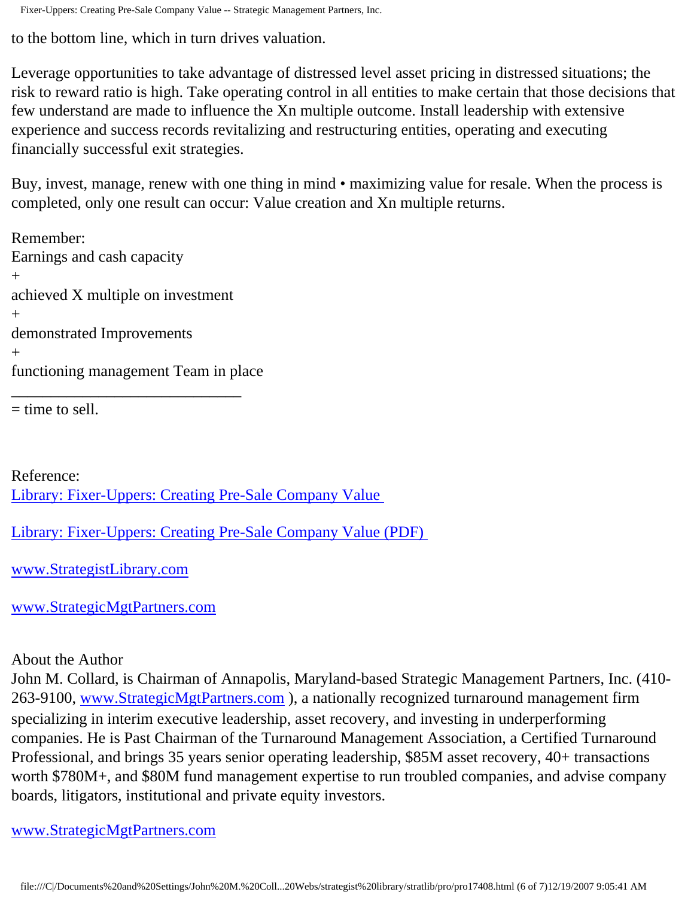to the bottom line, which in turn drives valuation.

Leverage opportunities to take advantage of distressed level asset pricing in distressed situations; the risk to reward ratio is high. Take operating control in all entities to make certain that those decisions that few understand are made to influence the Xn multiple outcome. Install leadership with extensive experience and success records revitalizing and restructuring entities, operating and executing financially successful exit strategies.

Buy, invest, manage, renew with one thing in mind • maximizing value for resale. When the process is completed, only one result can occur: Value creation and Xn multiple returns.

Remember:
Earnings and cash capacity
+
achieved X multiple on investment
+
demonstrated Improvements
+
functioning management Team in place
______________________________
= time to sell.

Reference:
[Library: Fixer-Uppers: Creating Pre-Sale Company Value](#)

[Library: Fixer-Uppers: Creating Pre-Sale Company Value (PDF)](#)

[www.StrategistLibrary.com](http://www.StrategistLibrary.com)

[www.StrategicMgtPartners.com](http://www.StrategicMgtPartners.com)

About the Author
John M. Collard, is Chairman of Annapolis, Maryland-based Strategic Management Partners, Inc. (410-263-9100, [www.StrategicMgtPartners.com](http://www.StrategicMgtPartners.com) ), a nationally recognized turnaround management firm specializing in interim executive leadership, asset recovery, and investing in underperforming companies. He is Past Chairman of the Turnaround Management Association, a Certified Turnaround Professional, and brings 35 years senior operating leadership, $85M asset recovery, 40+ transactions worth $780M+, and $80M fund management expertise to run troubled companies, and advise company boards, litigators, institutional and private equity investors.

[www.StrategicMgtPartners.com](http://www.StrategicMgtPartners.com)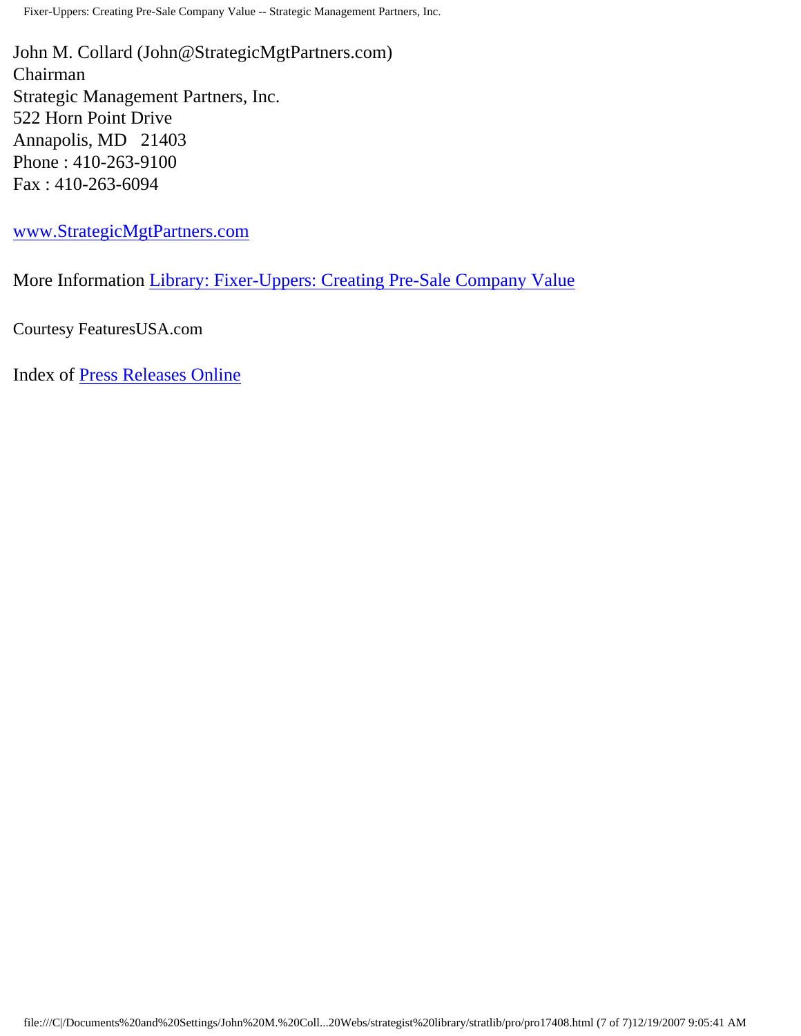John M. Collard (John@StrategicMgtPartners.com)
Chairman
Strategic Management Partners, Inc.
522 Horn Point Drive
Annapolis, MD 21403
Phone : 410-263-9100
Fax : 410-263-6094

www.StrategicMgtPartners.com

More Information Library: Fixer-Uppers: Creating Pre-Sale Company Value

Courtesy FeaturesUSA.com

Index of Press Releases Online